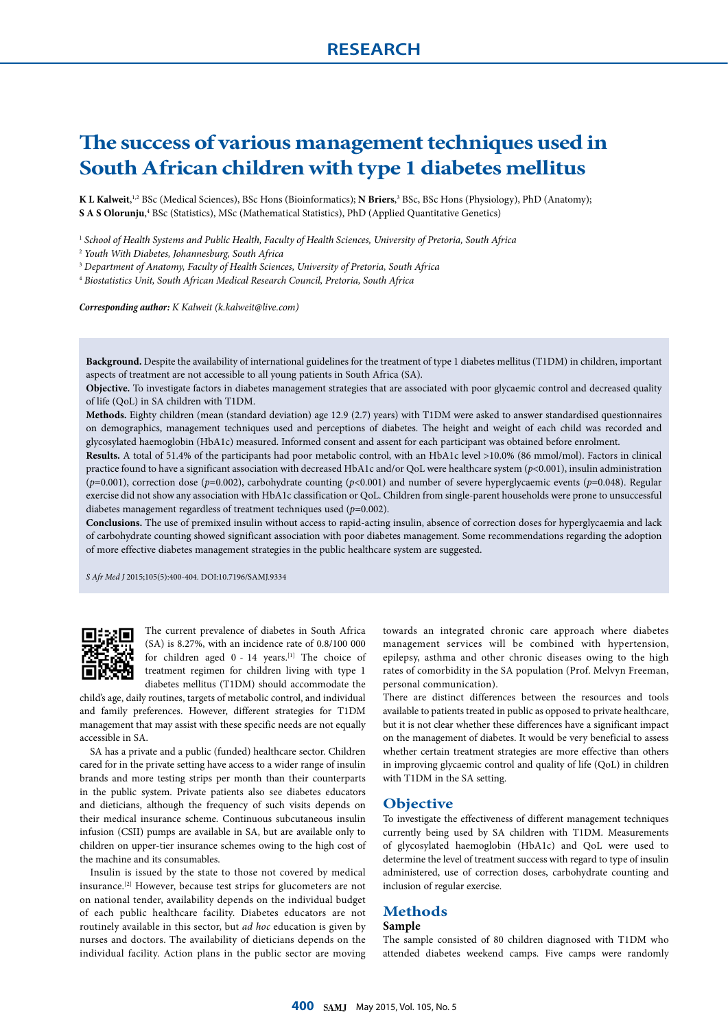RESEARCH

# The success of various management techniques used in South African children with type 1 diabetes mellitus

**K L Kalweit**,[1,2] BSc (Medical Sciences), BSc Hons (Bioinformatics); **N Briers**,[3] BSc, BSc Hons (Physiology), PhD (Anatomy); **S A S Olorunju**,[4] BSc (Statistics), MSc (Mathematical Statistics), PhD (Applied Quantitative Genetics)

[1] *School of Health Systems and Public Health, Faculty of Health Sciences, University of Pretoria, South Africa*
[2] *Youth With Diabetes, Johannesburg, South Africa*
[3] *Department of Anatomy, Faculty of Health Sciences, University of Pretoria, South Africa*
[4] *Biostatistics Unit, South African Medical Research Council, Pretoria, South Africa*

***Corresponding author:*** *K Kalweit (k.kalweit@live.com)*

**Background.** Despite the availability of international guidelines for the treatment of type 1 diabetes mellitus (T1DM) in children, important aspects of treatment are not accessible to all young patients in South Africa (SA).

**Objective.** To investigate factors in diabetes management strategies that are associated with poor glycaemic control and decreased quality of life (QoL) in SA children with T1DM.

**Methods.** Eighty children (mean (standard deviation) age 12.9 (2.7) years) with T1DM were asked to answer standardised questionnaires on demographics, management techniques used and perceptions of diabetes. The height and weight of each child was recorded and glycosylated haemoglobin (HbA1c) measured. Informed consent and assent for each participant was obtained before enrolment.

**Results.** A total of 51.4% of the participants had poor metabolic control, with an HbA1c level >10.0% (86 mmol/mol). Factors in clinical practice found to have a significant association with decreased HbA1c and/or QoL were healthcare system ($p$<0.001), insulin administration ($p$=0.001), correction dose ($p$=0.002), carbohydrate counting ($p$<0.001) and number of severe hyperglycaemic events ($p$=0.048). Regular exercise did not show any association with HbA1c classification or QoL. Children from single-parent households were prone to unsuccessful diabetes management regardless of treatment techniques used ($p$=0.002).

**Conclusions.** The use of premixed insulin without access to rapid-acting insulin, absence of correction doses for hyperglycaemia and lack of carbohydrate counting showed significant association with poor diabetes management. Some recommendations regarding the adoption of more effective diabetes management strategies in the public healthcare system are suggested.

*S Afr Med J* 2015;105(5):400-404. DOI:10.7196/SAMJ.9334

The current prevalence of diabetes in South Africa (SA) is 8.27%, with an incidence rate of 0.8/100 000 for children aged 0 - 14 years.[1] The choice of treatment regimen for children living with type 1 diabetes mellitus (T1DM) should accommodate the child's age, daily routines, targets of metabolic control, and individual and family preferences. However, different strategies for T1DM management that may assist with these specific needs are not equally accessible in SA.

SA has a private and a public (funded) healthcare sector. Children cared for in the private setting have access to a wider range of insulin brands and more testing strips per month than their counterparts in the public system. Private patients also see diabetes educators and dieticians, although the frequency of such visits depends on their medical insurance scheme. Continuous subcutaneous insulin infusion (CSII) pumps are available in SA, but are available only to children on upper-tier insurance schemes owing to the high cost of the machine and its consumables.

Insulin is issued by the state to those not covered by medical insurance.[2] However, because test strips for glucometers are not on national tender, availability depends on the individual budget of each public healthcare facility. Diabetes educators are not routinely available in this sector, but *ad hoc* education is given by nurses and doctors. The availability of dieticians depends on the individual facility. Action plans in the public sector are moving towards an integrated chronic care approach where diabetes management services will be combined with hypertension, epilepsy, asthma and other chronic diseases owing to the high rates of comorbidity in the SA population (Prof. Melvyn Freeman, personal communication).

There are distinct differences between the resources and tools available to patients treated in public as opposed to private healthcare, but it is not clear whether these differences have a significant impact on the management of diabetes. It would be very beneficial to assess whether certain treatment strategies are more effective than others in improving glycaemic control and quality of life (QoL) in children with T1DM in the SA setting.

## Objective

To investigate the effectiveness of different management techniques currently being used by SA children with T1DM. Measurements of glycosylated haemoglobin (HbA1c) and QoL were used to determine the level of treatment success with regard to type of insulin administered, use of correction doses, carbohydrate counting and inclusion of regular exercise.

## Methods

### Sample

The sample consisted of 80 children diagnosed with T1DM who attended diabetes weekend camps. Five camps were randomly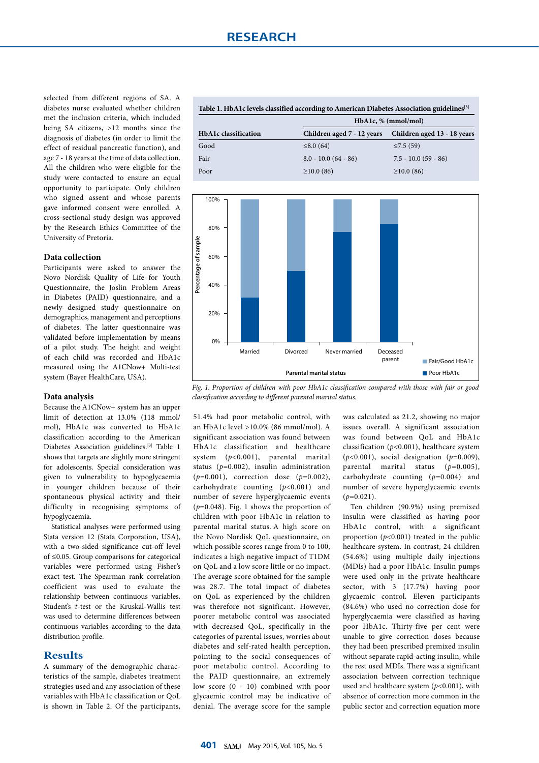selected from different regions of SA. A diabetes nurse evaluated whether children met the inclusion criteria, which included being SA citizens, >12 months since the diagnosis of diabetes (in order to limit the effect of residual pancreatic function), and age 7 - 18 years at the time of data collection. All the children who were eligible for the study were contacted to ensure an equal opportunity to participate. Only children who signed assent and whose parents gave informed consent were enrolled. A cross-sectional study design was approved by the Research Ethics Committee of the University of Pretoria.

### Data collection

Participants were asked to answer the Novo Nordisk Quality of Life for Youth Questionnaire, the Joslin Problem Areas in Diabetes (PAID) questionnaire, and a newly designed study questionnaire on demographics, management and perceptions of diabetes. The latter questionnaire was validated before implementation by means of a pilot study. The height and weight of each child was recorded and HbA1c measured using the A1CNow+ Multi-test system (Bayer HealthCare, USA).

### Data analysis

Because the A1CNow+ system has an upper limit of detection at 13.0% (118 mmol/mol), HbA1c was converted to HbA1c classification according to the American Diabetes Association guidelines.[3] Table 1 shows that targets are slightly more stringent for adolescents. Special consideration was given to vulnerability to hypoglycaemia in younger children because of their spontaneous physical activity and their difficulty in recognising symptoms of hypoglycaemia.

Statistical analyses were performed using Stata version 12 (Stata Corporation, USA), with a two-sided significance cut-off level of ≤0.05. Group comparisons for categorical variables were performed using Fisher's exact test. The Spearman rank correlation coefficient was used to evaluate the relationship between continuous variables. Student's *t*-test or the Kruskal-Wallis test was used to determine differences between continuous variables according to the data distribution profile.

**Table 1. HbA1c levels classified according to American Diabetes Association guidelines[3]**

| | HbA1c, % (mmol/mol) | |
|---|---|---|
| **HbA1c classification** | **Children aged 7 - 12 years** | **Children aged 13 - 18 years** |
| Good | ≤8.0 (64) | ≤7.5 (59) |
| Fair | 8.0 - 10.0 (64 - 86) | 7.5 - 10.0 (59 - 86) |
| Poor | ≥10.0 (86) | ≥10.0 (86) |

*Fig. 1. Proportion of children with poor HbA1c classification compared with those with fair or good classification according to different parental marital status.*

## Results

A summary of the demographic characteristics of the sample, diabetes treatment strategies used and any association of these variables with HbA1c classification or QoL is shown in Table 2. Of the participants, 51.4% had poor metabolic control, with an HbA1c level >10.0% (86 mmol/mol). A significant association was found between HbA1c classification and healthcare system ($p<0.001$), parental marital status ($p=0.002$), insulin administration ($p=0.001$), correction dose ($p=0.002$), carbohydrate counting ($p<0.001$) and number of severe hyperglycaemic events ($p=0.048$). Fig. 1 shows the proportion of children with poor HbA1c in relation to parental marital status. A high score on the Novo Nordisk QoL questionnaire, on which possible scores range from 0 to 100, indicates a high negative impact of T1DM on QoL and a low score little or no impact. The average score obtained for the sample was 28.7. The total impact of diabetes on QoL as experienced by the children was therefore not significant. However, poorer metabolic control was associated with decreased QoL, specifically in the categories of parental issues, worries about diabetes and self-rated health perception, pointing to the social consequences of poor metabolic control. According to the PAID questionnaire, an extremely low score (0 - 10) combined with poor glycaemic control may be indicative of denial. The average score for the sample was calculated as 21.2, showing no major issues overall. A significant association was found between QoL and HbA1c classification ($p<0.001$), healthcare system ($p<0.001$), social designation ($p=0.009$), parental marital status ($p=0.005$), carbohydrate counting ($p=0.004$) and number of severe hyperglycaemic events ($p=0.021$).

Ten children (90.9%) using premixed insulin were classified as having poor HbA1c control, with a significant proportion ($p<0.001$) treated in the public healthcare system. In contrast, 24 children (54.6%) using multiple daily injections (MDIs) had a poor HbA1c. Insulin pumps were used only in the private healthcare sector, with 3 (17.7%) having poor glycaemic control. Eleven participants (84.6%) who used no correction dose for hyperglycaemia were classified as having poor HbA1c. Thirty-five per cent were unable to give correction doses because they had been prescribed premixed insulin without separate rapid-acting insulin, while the rest used MDIs. There was a significant association between correction technique used and healthcare system ($p<0.001$), with absence of correction more common in the public sector and correction equation more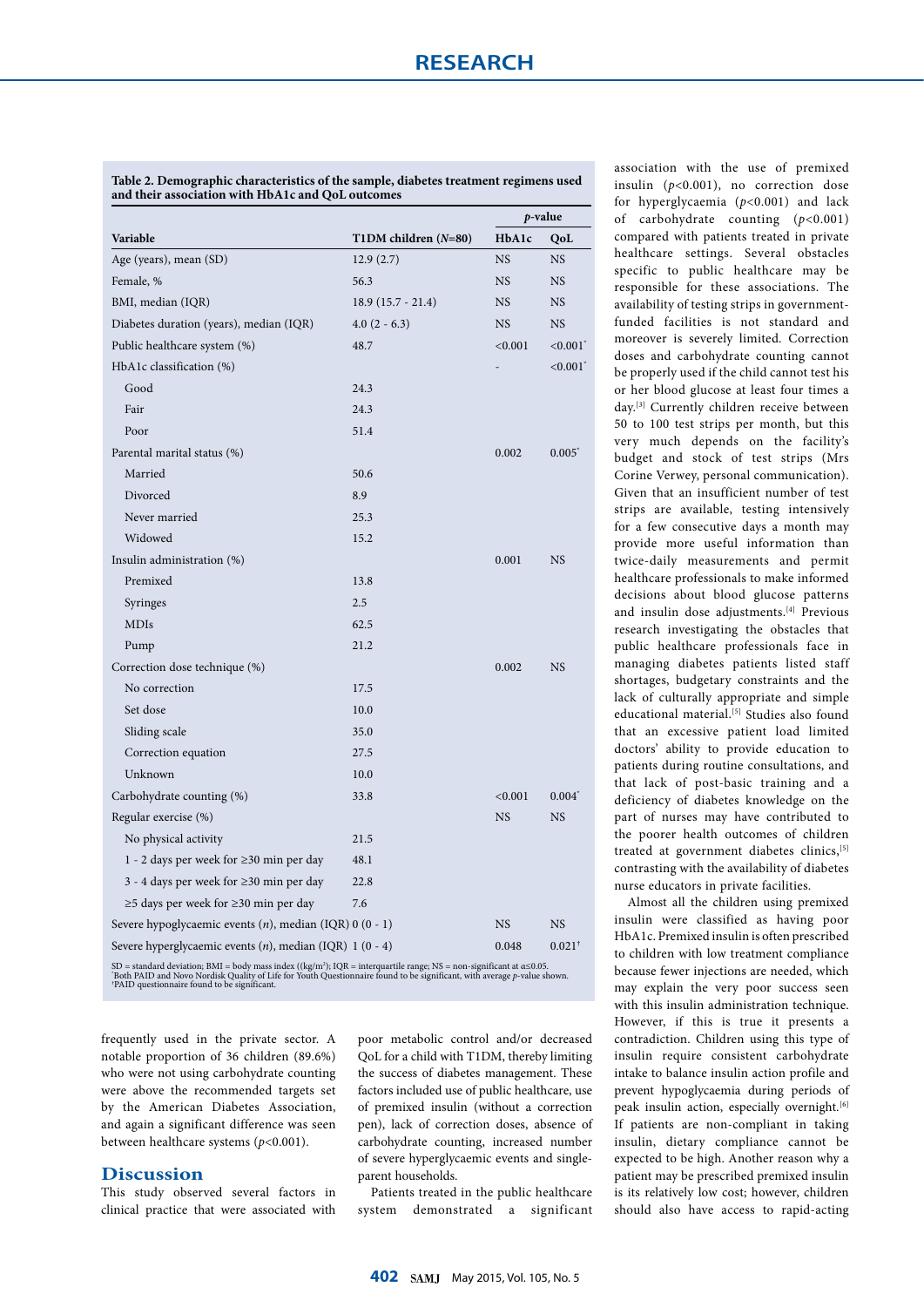**Table 2. Demographic characteristics of the sample, diabetes treatment regimens used and their association with HbA1c and QoL outcomes**

| Variable | T1DM children (*N*=80) | *p*-value HbA1c | *p*-value QoL |
|---|---|---|---|
| Age (years), mean (SD) | 12.9 (2.7) | NS | NS |
| Female, % | 56.3 | NS | NS |
| BMI, median (IQR) | 18.9 (15.7 - 21.4) | NS | NS |
| Diabetes duration (years), median (IQR) | 4.0 (2 - 6.3) | NS | NS |
| Public healthcare system (%) | 48.7 | <0.001 | <0.001* |
| HbA1c classification (%) | | - | <0.001* |
| Good | 24.3 | | |
| Fair | 24.3 | | |
| Poor | 51.4 | | |
| Parental marital status (%) | | 0.002 | 0.005* |
| Married | 50.6 | | |
| Divorced | 8.9 | | |
| Never married | 25.3 | | |
| Widowed | 15.2 | | |
| Insulin administration (%) | | 0.001 | NS |
| Premixed | 13.8 | | |
| Syringes | 2.5 | | |
| MDIs | 62.5 | | |
| Pump | 21.2 | | |
| Correction dose technique (%) | | 0.002 | NS |
| No correction | 17.5 | | |
| Set dose | 10.0 | | |
| Sliding scale | 35.0 | | |
| Correction equation | 27.5 | | |
| Unknown | 10.0 | | |
| Carbohydrate counting (%) | 33.8 | <0.001 | 0.004* |
| Regular exercise (%) | | NS | NS |
| No physical activity | 21.5 | | |
| 1 - 2 days per week for ≥30 min per day | 48.1 | | |
| 3 - 4 days per week for ≥30 min per day | 22.8 | | |
| ≥5 days per week for ≥30 min per day | 7.6 | | |
| Severe hypoglycaemic events (*n*), median (IQR) | 0 (0 - 1) | NS | NS |
| Severe hyperglycaemic events (*n*), median (IQR) | 1 (0 - 4) | 0.048 | 0.021† |

SD = standard deviation; BMI = body mass index ((kg/m²); IQR = interquartile range; NS = non-significant at α≤0.05.
*Both PAID and Novo Nordisk Quality of Life for Youth Questionnaire found to be significant, with average *p*-value shown.
†PAID questionnaire found to be significant.

frequently used in the private sector. A notable proportion of 36 children (89.6%) who were not using carbohydrate counting were above the recommended targets set by the American Diabetes Association, and again a significant difference was seen between healthcare systems ($p$<0.001).

## Discussion

This study observed several factors in clinical practice that were associated with poor metabolic control and/or decreased QoL for a child with T1DM, thereby limiting the success of diabetes management. These factors included use of public healthcare, use of premixed insulin (without a correction pen), lack of correction doses, absence of carbohydrate counting, increased number of severe hyperglycaemic events and single-parent households.

Patients treated in the public healthcare system demonstrated a significant association with the use of premixed insulin ($p$<0.001), no correction dose for hyperglycaemia ($p$<0.001) and lack of carbohydrate counting ($p$<0.001) compared with patients treated in private healthcare settings. Several obstacles specific to public healthcare may be responsible for these associations. The availability of testing strips in government-funded facilities is not standard and moreover is severely limited. Correction doses and carbohydrate counting cannot be properly used if the child cannot test his or her blood glucose at least four times a day.[3] Currently children receive between 50 to 100 test strips per month, but this very much depends on the facility's budget and stock of test strips (Mrs Corine Verwey, personal communication). Given that an insufficient number of test strips are available, testing intensively for a few consecutive days a month may provide more useful information than twice-daily measurements and permit healthcare professionals to make informed decisions about blood glucose patterns and insulin dose adjustments.[4] Previous research investigating the obstacles that public healthcare professionals face in managing diabetes patients listed staff shortages, budgetary constraints and the lack of culturally appropriate and simple educational material.[5] Studies also found that an excessive patient load limited doctors' ability to provide education to patients during routine consultations, and that lack of post-basic training and a deficiency of diabetes knowledge on the part of nurses may have contributed to the poorer health outcomes of children treated at government diabetes clinics,[5] contrasting with the availability of diabetes nurse educators in private facilities.

Almost all the children using premixed insulin were classified as having poor HbA1c. Premixed insulin is often prescribed to children with low treatment compliance because fewer injections are needed, which may explain the very poor success seen with this insulin administration technique. However, if this is true it presents a contradiction. Children using this type of insulin require consistent carbohydrate intake to balance insulin action profile and prevent hypoglycaemia during periods of peak insulin action, especially overnight.[6] If patients are non-compliant in taking insulin, dietary compliance cannot be expected to be high. Another reason why a patient may be prescribed premixed insulin is its relatively low cost; however, children should also have access to rapid-acting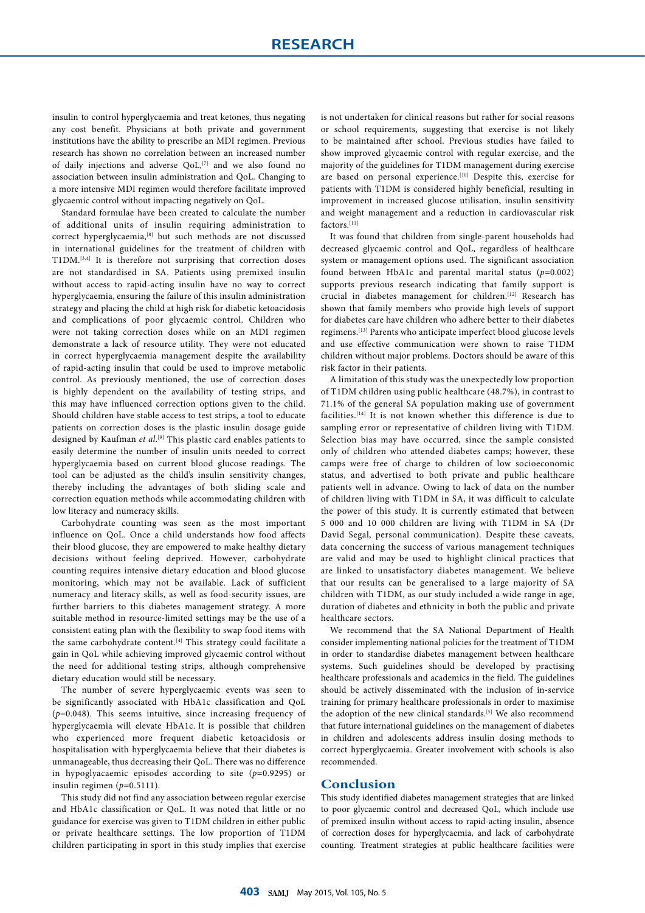insulin to control hyperglycaemia and treat ketones, thus negating any cost benefit. Physicians at both private and government institutions have the ability to prescribe an MDI regimen. Previous research has shown no correlation between an increased number of daily injections and adverse QoL,[7] and we also found no association between insulin administration and QoL. Changing to a more intensive MDI regimen would therefore facilitate improved glycaemic control without impacting negatively on QoL.

Standard formulae have been created to calculate the number of additional units of insulin requiring administration to correct hyperglycaemia,[8] but such methods are not discussed in international guidelines for the treatment of children with T1DM.[3,4] It is therefore not surprising that correction doses are not standardised in SA. Patients using premixed insulin without access to rapid-acting insulin have no way to correct hyperglycaemia, ensuring the failure of this insulin administration strategy and placing the child at high risk for diabetic ketoacidosis and complications of poor glycaemic control. Children who were not taking correction doses while on an MDI regimen demonstrate a lack of resource utility. They were not educated in correct hyperglycaemia management despite the availability of rapid-acting insulin that could be used to improve metabolic control. As previously mentioned, the use of correction doses is highly dependent on the availability of testing strips, and this may have influenced correction options given to the child. Should children have stable access to test strips, a tool to educate patients on correction doses is the plastic insulin dosage guide designed by Kaufman *et al.*[9] This plastic card enables patients to easily determine the number of insulin units needed to correct hyperglycaemia based on current blood glucose readings. The tool can be adjusted as the child's insulin sensitivity changes, thereby including the advantages of both sliding scale and correction equation methods while accommodating children with low literacy and numeracy skills.

Carbohydrate counting was seen as the most important influence on QoL. Once a child understands how food affects their blood glucose, they are empowered to make healthy dietary decisions without feeling deprived. However, carbohydrate counting requires intensive dietary education and blood glucose monitoring, which may not be available. Lack of sufficient numeracy and literacy skills, as well as food-security issues, are further barriers to this diabetes management strategy. A more suitable method in resource-limited settings may be the use of a consistent eating plan with the flexibility to swap food items with the same carbohydrate content.[4] This strategy could facilitate a gain in QoL while achieving improved glycaemic control without the need for additional testing strips, although comprehensive dietary education would still be necessary.

The number of severe hyperglycaemic events was seen to be significantly associated with HbA1c classification and QoL ($p$=0.048). This seems intuitive, since increasing frequency of hyperglycaemia will elevate HbA1c. It is possible that children who experienced more frequent diabetic ketoacidosis or hospitalisation with hyperglycaemia believe that their diabetes is unmanageable, thus decreasing their QoL. There was no difference in hypoglycaeamic episodes according to site ($p$=0.9295) or insulin regimen ($p$=0.5111).

This study did not find any association between regular exercise and HbA1c classification or QoL. It was noted that little or no guidance for exercise was given to T1DM children in either public or private healthcare settings. The low proportion of T1DM children participating in sport in this study implies that exercise is not undertaken for clinical reasons but rather for social reasons or school requirements, suggesting that exercise is not likely to be maintained after school. Previous studies have failed to show improved glycaemic control with regular exercise, and the majority of the guidelines for T1DM management during exercise are based on personal experience.[10] Despite this, exercise for patients with T1DM is considered highly beneficial, resulting in improvement in increased glucose utilisation, insulin sensitivity and weight management and a reduction in cardiovascular risk factors.[11]

It was found that children from single-parent households had decreased glycaemic control and QoL, regardless of healthcare system or management options used. The significant association found between HbA1c and parental marital status ($p$=0.002) supports previous research indicating that family support is crucial in diabetes management for children.[12] Research has shown that family members who provide high levels of support for diabetes care have children who adhere better to their diabetes regimens.[13] Parents who anticipate imperfect blood glucose levels and use effective communication were shown to raise T1DM children without major problems. Doctors should be aware of this risk factor in their patients.

A limitation of this study was the unexpectedly low proportion of T1DM children using public healthcare (48.7%), in contrast to 71.1% of the general SA population making use of government facilities.[14] It is not known whether this difference is due to sampling error or representative of children living with T1DM. Selection bias may have occurred, since the sample consisted only of children who attended diabetes camps; however, these camps were free of charge to children of low socioeconomic status, and advertised to both private and public healthcare patients well in advance. Owing to lack of data on the number of children living with T1DM in SA, it was difficult to calculate the power of this study. It is currently estimated that between 5 000 and 10 000 children are living with T1DM in SA (Dr David Segal, personal communication). Despite these caveats, data concerning the success of various management techniques are valid and may be used to highlight clinical practices that are linked to unsatisfactory diabetes management. We believe that our results can be generalised to a large majority of SA children with T1DM, as our study included a wide range in age, duration of diabetes and ethnicity in both the public and private healthcare sectors.

We recommend that the SA National Department of Health consider implementing national policies for the treatment of T1DM in order to standardise diabetes management between healthcare systems. Such guidelines should be developed by practising healthcare professionals and academics in the field. The guidelines should be actively disseminated with the inclusion of in-service training for primary healthcare professionals in order to maximise the adoption of the new clinical standards.[5] We also recommend that future international guidelines on the management of diabetes in children and adolescents address insulin dosing methods to correct hyperglycaemia. Greater involvement with schools is also recommended.

## Conclusion

This study identified diabetes management strategies that are linked to poor glycaemic control and decreased QoL, which include use of premixed insulin without access to rapid-acting insulin, absence of correction doses for hyperglycaemia, and lack of carbohydrate counting. Treatment strategies at public healthcare facilities were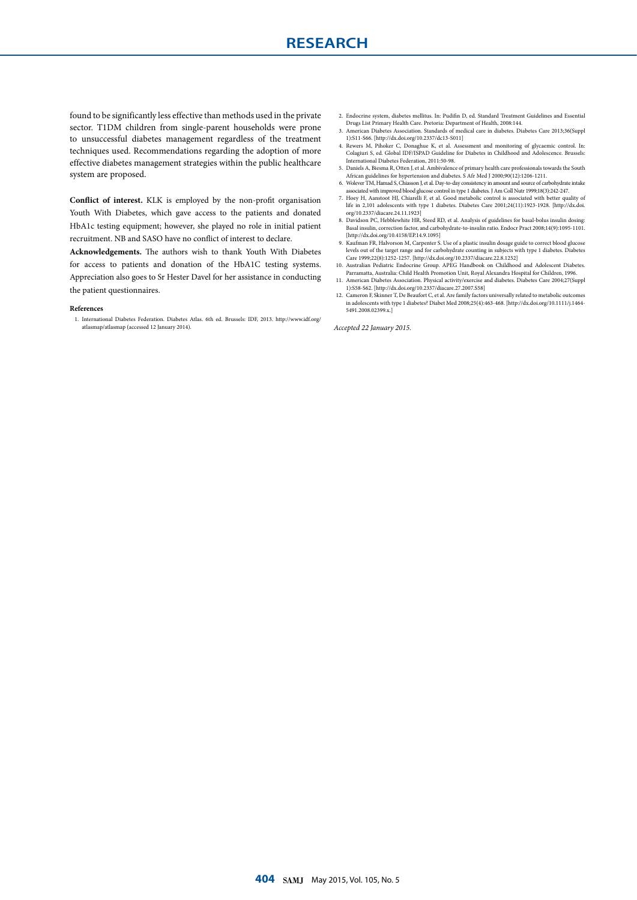found to be significantly less effective than methods used in the private sector. T1DM children from single-parent households were prone to unsuccessful diabetes management regardless of the treatment techniques used. Recommendations regarding the adoption of more effective diabetes management strategies within the public healthcare system are proposed.

**Conflict of interest.** KLK is employed by the non-profit organisation Youth With Diabetes, which gave access to the patients and donated HbA1c testing equipment; however, she played no role in initial patient recruitment. NB and SASO have no conflict of interest to declare.

**Acknowledgements.** The authors wish to thank Youth With Diabetes for access to patients and donation of the HbA1C testing systems. Appreciation also goes to Sr Hester Davel for her assistance in conducting the patient questionnaires.

#### References

1. International Diabetes Federation. Diabetes Atlas. 6th ed. Brussels: IDF, 2013. http://www.idf.org/atlasmap/atlasmap (accessed 12 January 2014).
2. Endocrine system, diabetes mellitus. In: Pudifin D, ed. Standard Treatment Guidelines and Essential Drugs List Primary Health Care. Pretoria: Department of Health, 2008:144.
3. American Diabetes Association. Standards of medical care in diabetes. Diabetes Care 2013;36(Suppl 1):S11-S66. [http://dx.doi.org/10.2337/dc13-S011]
4. Rewers M, Pihoker C, Donaghue K, et al. Assessment and monitoring of glycaemic control. In: Colagiuri S, ed. Global IDF/ISPAD Guideline for Diabetes in Childhood and Adolescence. Brussels: International Diabetes Federation, 2011:50-98.
5. Daniels A, Biesma R, Otten J, et al. Ambivalence of primary health care professionals towards the South African guidelines for hypertension and diabetes. S Afr Med J 2000;90(12):1206-1211.
6. Wolever TM, Hamad S, Chiasson J, et al. Day-to-day consistency in amount and source of carbohydrate intake associated with improved blood glucose control in type 1 diabetes. J Am Coll Nutr 1999;18(3):242-247.
7. Hoey H, Aanstoot HJ, Chiarelli F, et al. Good metabolic control is associated with better quality of life in 2,101 adolescents with type 1 diabetes. Diabetes Care 2001;24(11):1923-1928. [http://dx.doi.org/10.2337/diacare.24.11.1923]
8. Davidson PC, Hebblewhite HR, Steed RD, et al. Analysis of guidelines for basal-bolus insulin dosing: Basal insulin, correction factor, and carbohydrate-to-insulin ratio. Endocr Pract 2008;14(9):1095-1101. [http://dx.doi.org/10.4158/EP.14.9.1095]
9. Kaufman FR, Halvorson M, Carpenter S. Use of a plastic insulin dosage guide to correct blood glucose levels out of the target range and for carbohydrate counting in subjects with type 1 diabetes. Diabetes Care 1999;22(8):1252-1257. [http://dx.doi.org/10.2337/diacare.22.8.1252]
10. Australian Pediatric Endocrine Group. APEG Handbook on Childhood and Adolescent Diabetes. Parramatta, Australia: Child Health Promotion Unit, Royal Alexandra Hospital for Children, 1996.
11. American Diabetes Association. Physical activity/exercise and diabetes. Diabetes Care 2004;27(Suppl 1):S58-S62. [http://dx.doi.org/10.2337/diacare.27.2007.S58]
12. Cameron F, Skinner T, De Beaufort C, et al. Are family factors universally related to metabolic outcomes in adolescents with type 1 diabetes? Diabet Med 2008;25(4):463-468. [http://dx.doi.org/10.1111/j.1464-5491.2008.02399.x.]

*Accepted 22 January 2015.*